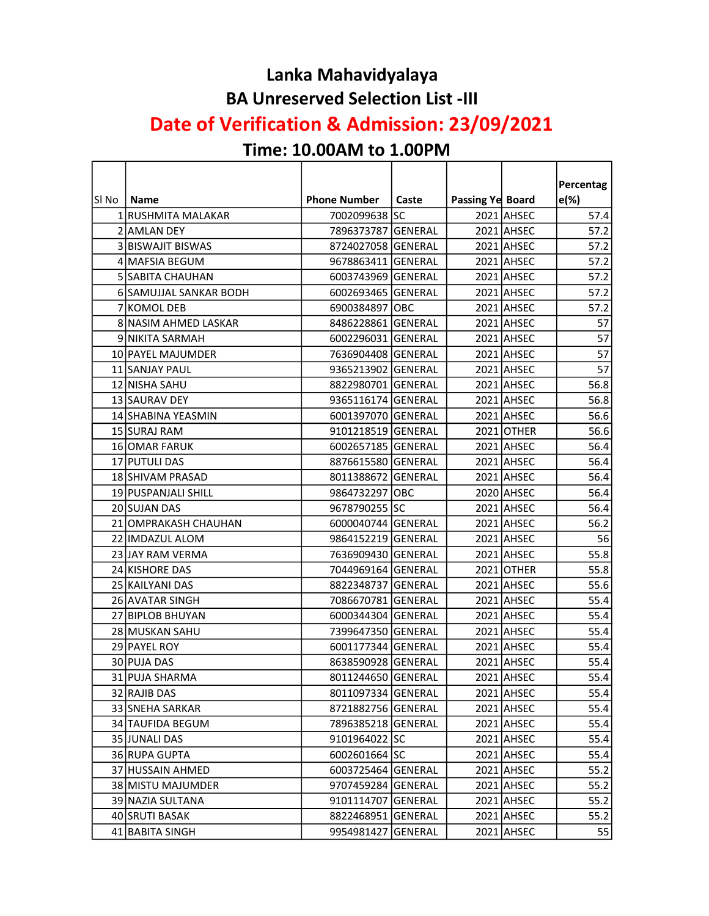# Lanka Mahavidyalaya

## BA Unreserved Selection List -III

## Date of Verification & Admission: 23/09/2021

## Time: 10.00AM to 1.00PM

| Sl No | Name | Phone Number | Caste | Passing Ye | Board | Percentage(%) |
|---|---|---|---|---|---|---|
| 1 | RUSHMITA MALAKAR | 7002099638 | SC | 2021 | AHSEC | 57.4 |
| 2 | AMLAN DEY | 7896373787 | GENERAL | 2021 | AHSEC | 57.2 |
| 3 | BISWAJIT BISWAS | 8724027058 | GENERAL | 2021 | AHSEC | 57.2 |
| 4 | MAFSIA BEGUM | 9678863411 | GENERAL | 2021 | AHSEC | 57.2 |
| 5 | SABITA CHAUHAN | 6003743969 | GENERAL | 2021 | AHSEC | 57.2 |
| 6 | SAMUJJAL SANKAR BODH | 6002693465 | GENERAL | 2021 | AHSEC | 57.2 |
| 7 | KOMOL DEB | 6900384897 | OBC | 2021 | AHSEC | 57.2 |
| 8 | NASIM AHMED LASKAR | 8486228861 | GENERAL | 2021 | AHSEC | 57 |
| 9 | NIKITA SARMAH | 6002296031 | GENERAL | 2021 | AHSEC | 57 |
| 10 | PAYEL MAJUMDER | 7636904408 | GENERAL | 2021 | AHSEC | 57 |
| 11 | SANJAY PAUL | 9365213902 | GENERAL | 2021 | AHSEC | 57 |
| 12 | NISHA SAHU | 8822980701 | GENERAL | 2021 | AHSEC | 56.8 |
| 13 | SAURAV DEY | 9365116174 | GENERAL | 2021 | AHSEC | 56.8 |
| 14 | SHABINA YEASMIN | 6001397070 | GENERAL | 2021 | AHSEC | 56.6 |
| 15 | SURAJ RAM | 9101218519 | GENERAL | 2021 | OTHER | 56.6 |
| 16 | OMAR FARUK | 6002657185 | GENERAL | 2021 | AHSEC | 56.4 |
| 17 | PUTULI DAS | 8876615580 | GENERAL | 2021 | AHSEC | 56.4 |
| 18 | SHIVAM PRASAD | 8011388672 | GENERAL | 2021 | AHSEC | 56.4 |
| 19 | PUSPANJALI SHILL | 9864732297 | OBC | 2020 | AHSEC | 56.4 |
| 20 | SUJAN DAS | 9678790255 | SC | 2021 | AHSEC | 56.4 |
| 21 | OMPRAKASH CHAUHAN | 6000040744 | GENERAL | 2021 | AHSEC | 56.2 |
| 22 | IMDAZUL ALOM | 9864152219 | GENERAL | 2021 | AHSEC | 56 |
| 23 | JAY RAM VERMA | 7636909430 | GENERAL | 2021 | AHSEC | 55.8 |
| 24 | KISHORE DAS | 7044969164 | GENERAL | 2021 | OTHER | 55.8 |
| 25 | KAILYANI DAS | 8822348737 | GENERAL | 2021 | AHSEC | 55.6 |
| 26 | AVATAR SINGH | 7086670781 | GENERAL | 2021 | AHSEC | 55.4 |
| 27 | BIPLOB BHUYAN | 6000344304 | GENERAL | 2021 | AHSEC | 55.4 |
| 28 | MUSKAN SAHU | 7399647350 | GENERAL | 2021 | AHSEC | 55.4 |
| 29 | PAYEL ROY | 6001177344 | GENERAL | 2021 | AHSEC | 55.4 |
| 30 | PUJA DAS | 8638590928 | GENERAL | 2021 | AHSEC | 55.4 |
| 31 | PUJA SHARMA | 8011244650 | GENERAL | 2021 | AHSEC | 55.4 |
| 32 | RAJIB DAS | 8011097334 | GENERAL | 2021 | AHSEC | 55.4 |
| 33 | SNEHA SARKAR | 8721882756 | GENERAL | 2021 | AHSEC | 55.4 |
| 34 | TAUFIDA BEGUM | 7896385218 | GENERAL | 2021 | AHSEC | 55.4 |
| 35 | JUNALI DAS | 9101964022 | SC | 2021 | AHSEC | 55.4 |
| 36 | RUPA GUPTA | 6002601664 | SC | 2021 | AHSEC | 55.4 |
| 37 | HUSSAIN AHMED | 6003725464 | GENERAL | 2021 | AHSEC | 55.2 |
| 38 | MISTU MAJUMDER | 9707459284 | GENERAL | 2021 | AHSEC | 55.2 |
| 39 | NAZIA SULTANA | 9101114707 | GENERAL | 2021 | AHSEC | 55.2 |
| 40 | SRUTI BASAK | 8822468951 | GENERAL | 2021 | AHSEC | 55.2 |
| 41 | BABITA SINGH | 9954981427 | GENERAL | 2021 | AHSEC | 55 |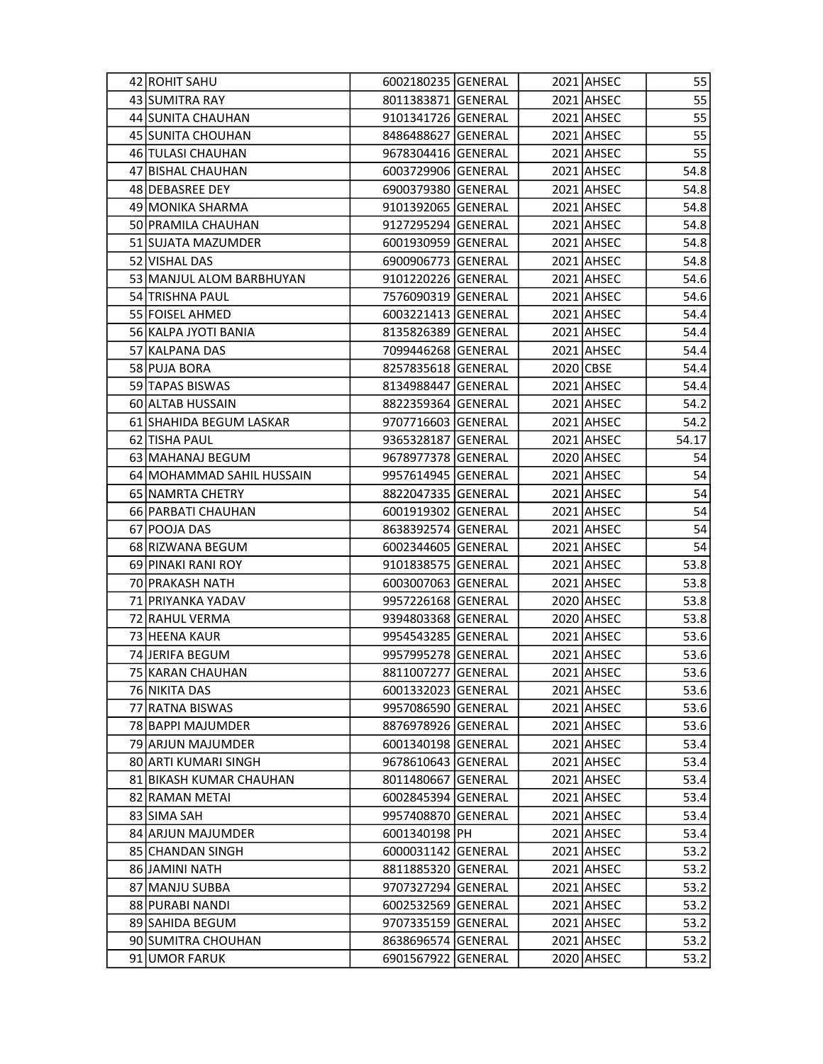| | | | | | | |
|---|---|---|---|---|---|---|
| 42 | ROHIT SAHU | 6002180235 | GENERAL | 2021 | AHSEC | 55 |
| 43 | SUMITRA RAY | 8011383871 | GENERAL | 2021 | AHSEC | 55 |
| 44 | SUNITA CHAUHAN | 9101341726 | GENERAL | 2021 | AHSEC | 55 |
| 45 | SUNITA CHOUHAN | 8486488627 | GENERAL | 2021 | AHSEC | 55 |
| 46 | TULASI CHAUHAN | 9678304416 | GENERAL | 2021 | AHSEC | 55 |
| 47 | BISHAL CHAUHAN | 6003729906 | GENERAL | 2021 | AHSEC | 54.8 |
| 48 | DEBASREE DEY | 6900379380 | GENERAL | 2021 | AHSEC | 54.8 |
| 49 | MONIKA SHARMA | 9101392065 | GENERAL | 2021 | AHSEC | 54.8 |
| 50 | PRAMILA CHAUHAN | 9127295294 | GENERAL | 2021 | AHSEC | 54.8 |
| 51 | SUJATA MAZUMDER | 6001930959 | GENERAL | 2021 | AHSEC | 54.8 |
| 52 | VISHAL DAS | 6900906773 | GENERAL | 2021 | AHSEC | 54.8 |
| 53 | MANJUL ALOM BARBHUYAN | 9101220226 | GENERAL | 2021 | AHSEC | 54.6 |
| 54 | TRISHNA PAUL | 7576090319 | GENERAL | 2021 | AHSEC | 54.6 |
| 55 | FOISEL AHMED | 6003221413 | GENERAL | 2021 | AHSEC | 54.4 |
| 56 | KALPA JYOTI BANIA | 8135826389 | GENERAL | 2021 | AHSEC | 54.4 |
| 57 | KALPANA DAS | 7099446268 | GENERAL | 2021 | AHSEC | 54.4 |
| 58 | PUJA BORA | 8257835618 | GENERAL | 2020 | CBSE | 54.4 |
| 59 | TAPAS BISWAS | 8134988447 | GENERAL | 2021 | AHSEC | 54.4 |
| 60 | ALTAB HUSSAIN | 8822359364 | GENERAL | 2021 | AHSEC | 54.2 |
| 61 | SHAHIDA BEGUM LASKAR | 9707716603 | GENERAL | 2021 | AHSEC | 54.2 |
| 62 | TISHA PAUL | 9365328187 | GENERAL | 2021 | AHSEC | 54.17 |
| 63 | MAHANAJ BEGUM | 9678977378 | GENERAL | 2020 | AHSEC | 54 |
| 64 | MOHAMMAD SAHIL HUSSAIN | 9957614945 | GENERAL | 2021 | AHSEC | 54 |
| 65 | NAMRTA CHETRY | 8822047335 | GENERAL | 2021 | AHSEC | 54 |
| 66 | PARBATI CHAUHAN | 6001919302 | GENERAL | 2021 | AHSEC | 54 |
| 67 | POOJA DAS | 8638392574 | GENERAL | 2021 | AHSEC | 54 |
| 68 | RIZWANA BEGUM | 6002344605 | GENERAL | 2021 | AHSEC | 54 |
| 69 | PINAKI RANI ROY | 9101838575 | GENERAL | 2021 | AHSEC | 53.8 |
| 70 | PRAKASH NATH | 6003007063 | GENERAL | 2021 | AHSEC | 53.8 |
| 71 | PRIYANKA YADAV | 9957226168 | GENERAL | 2020 | AHSEC | 53.8 |
| 72 | RAHUL VERMA | 9394803368 | GENERAL | 2020 | AHSEC | 53.8 |
| 73 | HEENA KAUR | 9954543285 | GENERAL | 2021 | AHSEC | 53.6 |
| 74 | JERIFA BEGUM | 9957995278 | GENERAL | 2021 | AHSEC | 53.6 |
| 75 | KARAN CHAUHAN | 8811007277 | GENERAL | 2021 | AHSEC | 53.6 |
| 76 | NIKITA DAS | 6001332023 | GENERAL | 2021 | AHSEC | 53.6 |
| 77 | RATNA BISWAS | 9957086590 | GENERAL | 2021 | AHSEC | 53.6 |
| 78 | BAPPI MAJUMDER | 8876978926 | GENERAL | 2021 | AHSEC | 53.6 |
| 79 | ARJUN MAJUMDER | 6001340198 | GENERAL | 2021 | AHSEC | 53.4 |
| 80 | ARTI KUMARI SINGH | 9678610643 | GENERAL | 2021 | AHSEC | 53.4 |
| 81 | BIKASH KUMAR CHAUHAN | 8011480667 | GENERAL | 2021 | AHSEC | 53.4 |
| 82 | RAMAN METAI | 6002845394 | GENERAL | 2021 | AHSEC | 53.4 |
| 83 | SIMA SAH | 9957408870 | GENERAL | 2021 | AHSEC | 53.4 |
| 84 | ARJUN MAJUMDER | 6001340198 | PH | 2021 | AHSEC | 53.4 |
| 85 | CHANDAN SINGH | 6000031142 | GENERAL | 2021 | AHSEC | 53.2 |
| 86 | JAMINI NATH | 8811885320 | GENERAL | 2021 | AHSEC | 53.2 |
| 87 | MANJU SUBBA | 9707327294 | GENERAL | 2021 | AHSEC | 53.2 |
| 88 | PURABI NANDI | 6002532569 | GENERAL | 2021 | AHSEC | 53.2 |
| 89 | SAHIDA BEGUM | 9707335159 | GENERAL | 2021 | AHSEC | 53.2 |
| 90 | SUMITRA CHOUHAN | 8638696574 | GENERAL | 2021 | AHSEC | 53.2 |
| 91 | UMOR FARUK | 6901567922 | GENERAL | 2020 | AHSEC | 53.2 |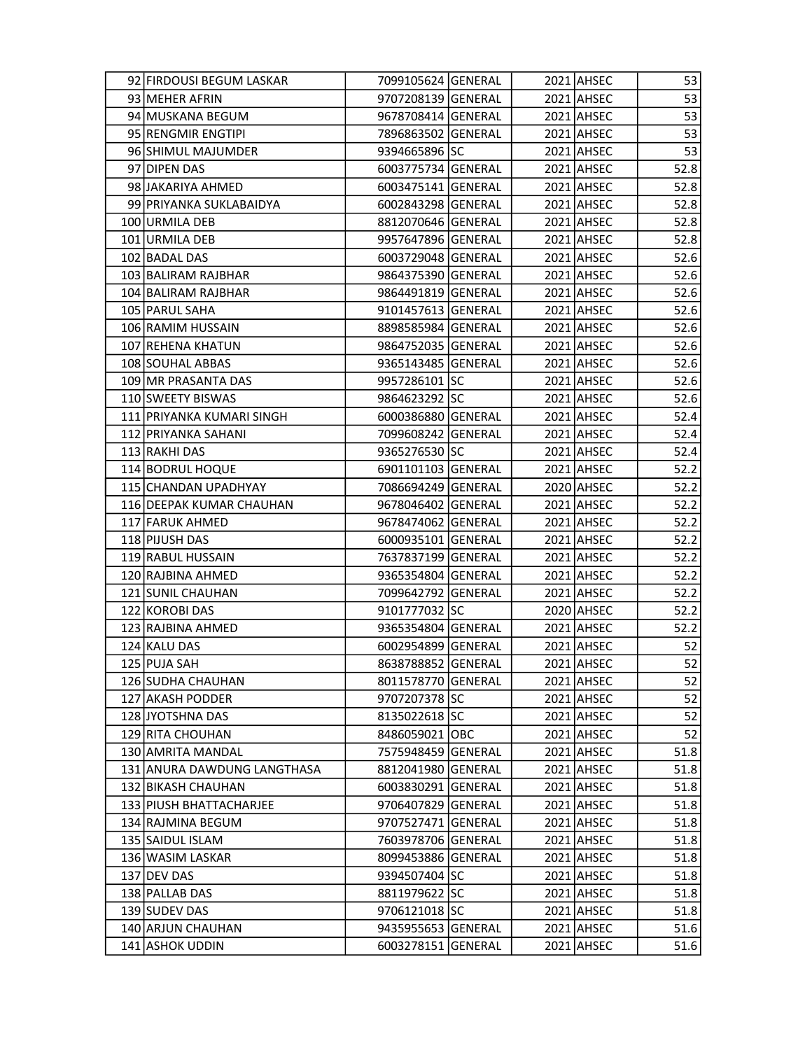| 92 | FIRDOUSI BEGUM LASKAR | 7099105624 | GENERAL | 2021 | AHSEC | 53 |
|---|---|---|---|---|---|---|
| 93 | MEHER AFRIN | 9707208139 | GENERAL | 2021 | AHSEC | 53 |
| 94 | MUSKANA BEGUM | 9678708414 | GENERAL | 2021 | AHSEC | 53 |
| 95 | RENGMIR ENGTIPI | 7896863502 | GENERAL | 2021 | AHSEC | 53 |
| 96 | SHIMUL MAJUMDER | 9394665896 | SC | 2021 | AHSEC | 53 |
| 97 | DIPEN DAS | 6003775734 | GENERAL | 2021 | AHSEC | 52.8 |
| 98 | JAKARIYA AHMED | 6003475141 | GENERAL | 2021 | AHSEC | 52.8 |
| 99 | PRIYANKA SUKLABAIDYA | 6002843298 | GENERAL | 2021 | AHSEC | 52.8 |
| 100 | URMILA DEB | 8812070646 | GENERAL | 2021 | AHSEC | 52.8 |
| 101 | URMILA DEB | 9957647896 | GENERAL | 2021 | AHSEC | 52.8 |
| 102 | BADAL DAS | 6003729048 | GENERAL | 2021 | AHSEC | 52.6 |
| 103 | BALIRAM RAJBHAR | 9864375390 | GENERAL | 2021 | AHSEC | 52.6 |
| 104 | BALIRAM RAJBHAR | 9864491819 | GENERAL | 2021 | AHSEC | 52.6 |
| 105 | PARUL SAHA | 9101457613 | GENERAL | 2021 | AHSEC | 52.6 |
| 106 | RAMIM HUSSAIN | 8898585984 | GENERAL | 2021 | AHSEC | 52.6 |
| 107 | REHENA KHATUN | 9864752035 | GENERAL | 2021 | AHSEC | 52.6 |
| 108 | SOUHAL ABBAS | 9365143485 | GENERAL | 2021 | AHSEC | 52.6 |
| 109 | MR PRASANTA DAS | 9957286101 | SC | 2021 | AHSEC | 52.6 |
| 110 | SWEETY BISWAS | 9864623292 | SC | 2021 | AHSEC | 52.6 |
| 111 | PRIYANKA KUMARI SINGH | 6000386880 | GENERAL | 2021 | AHSEC | 52.4 |
| 112 | PRIYANKA SAHANI | 7099608242 | GENERAL | 2021 | AHSEC | 52.4 |
| 113 | RAKHI DAS | 9365276530 | SC | 2021 | AHSEC | 52.4 |
| 114 | BODRUL HOQUE | 6901101103 | GENERAL | 2021 | AHSEC | 52.2 |
| 115 | CHANDAN UPADHYAY | 7086694249 | GENERAL | 2020 | AHSEC | 52.2 |
| 116 | DEEPAK KUMAR CHAUHAN | 9678046402 | GENERAL | 2021 | AHSEC | 52.2 |
| 117 | FARUK AHMED | 9678474062 | GENERAL | 2021 | AHSEC | 52.2 |
| 118 | PIJUSH DAS | 6000935101 | GENERAL | 2021 | AHSEC | 52.2 |
| 119 | RABUL HUSSAIN | 7637837199 | GENERAL | 2021 | AHSEC | 52.2 |
| 120 | RAJBINA AHMED | 9365354804 | GENERAL | 2021 | AHSEC | 52.2 |
| 121 | SUNIL CHAUHAN | 7099642792 | GENERAL | 2021 | AHSEC | 52.2 |
| 122 | KOROBI DAS | 9101777032 | SC | 2020 | AHSEC | 52.2 |
| 123 | RAJBINA AHMED | 9365354804 | GENERAL | 2021 | AHSEC | 52.2 |
| 124 | KALU DAS | 6002954899 | GENERAL | 2021 | AHSEC | 52 |
| 125 | PUJA SAH | 8638788852 | GENERAL | 2021 | AHSEC | 52 |
| 126 | SUDHA CHAUHAN | 8011578770 | GENERAL | 2021 | AHSEC | 52 |
| 127 | AKASH PODDER | 9707207378 | SC | 2021 | AHSEC | 52 |
| 128 | JYOTSHNA DAS | 8135022618 | SC | 2021 | AHSEC | 52 |
| 129 | RITA CHOUHAN | 8486059021 | OBC | 2021 | AHSEC | 52 |
| 130 | AMRITA MANDAL | 7575948459 | GENERAL | 2021 | AHSEC | 51.8 |
| 131 | ANURA DAWDUNG LANGTHASA | 8812041980 | GENERAL | 2021 | AHSEC | 51.8 |
| 132 | BIKASH CHAUHAN | 6003830291 | GENERAL | 2021 | AHSEC | 51.8 |
| 133 | PIUSH BHATTACHARJEE | 9706407829 | GENERAL | 2021 | AHSEC | 51.8 |
| 134 | RAJMINA BEGUM | 9707527471 | GENERAL | 2021 | AHSEC | 51.8 |
| 135 | SAIDUL ISLAM | 7603978706 | GENERAL | 2021 | AHSEC | 51.8 |
| 136 | WASIM LASKAR | 8099453886 | GENERAL | 2021 | AHSEC | 51.8 |
| 137 | DEV DAS | 9394507404 | SC | 2021 | AHSEC | 51.8 |
| 138 | PALLAB DAS | 8811979622 | SC | 2021 | AHSEC | 51.8 |
| 139 | SUDEV DAS | 9706121018 | SC | 2021 | AHSEC | 51.8 |
| 140 | ARJUN CHAUHAN | 9435955653 | GENERAL | 2021 | AHSEC | 51.6 |
| 141 | ASHOK UDDIN | 6003278151 | GENERAL | 2021 | AHSEC | 51.6 |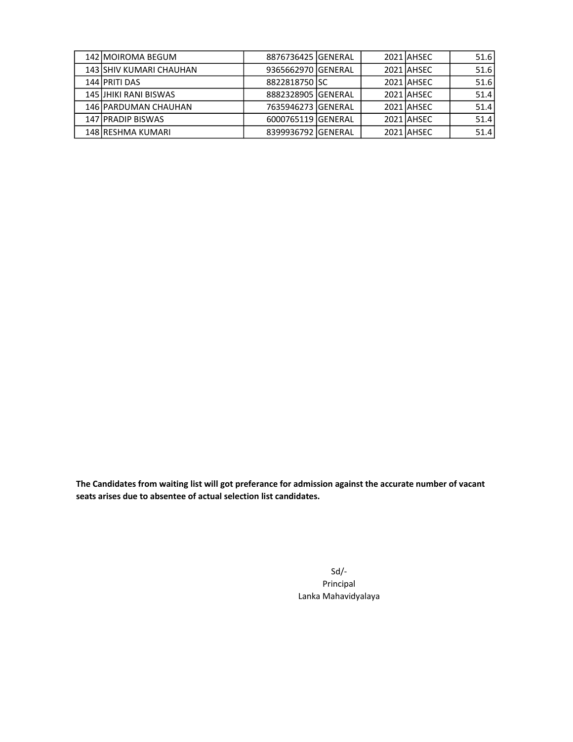| | | | | | | |
|---|---|---|---|---|---|---|
| 142 | MOIROMA BEGUM | 8876736425 | GENERAL | 2021 | AHSEC | 51.6 |
| 143 | SHIV KUMARI CHAUHAN | 9365662970 | GENERAL | 2021 | AHSEC | 51.6 |
| 144 | PRITI DAS | 8822818750 | SC | 2021 | AHSEC | 51.6 |
| 145 | JHIKI RANI BISWAS | 8882328905 | GENERAL | 2021 | AHSEC | 51.4 |
| 146 | PARDUMAN CHAUHAN | 7635946273 | GENERAL | 2021 | AHSEC | 51.4 |
| 147 | PRADIP BISWAS | 6000765119 | GENERAL | 2021 | AHSEC | 51.4 |
| 148 | RESHMA KUMARI | 8399936792 | GENERAL | 2021 | AHSEC | 51.4 |

**The Candidates from waiting list will got preferance for admission against the accurate number of vacant seats arises due to absentee of actual selection list candidates.**

Sd/-
Principal
Lanka Mahavidyalaya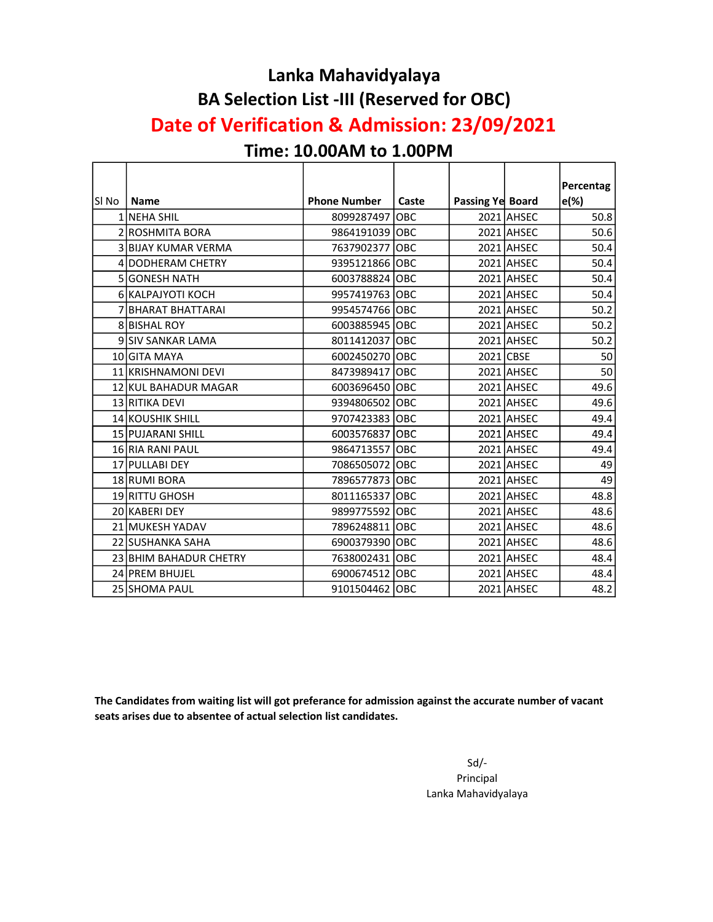# Lanka Mahavidyalaya

## BA Selection List -III (Reserved for OBC)

## Date of Verification & Admission: 23/09/2021

## Time: 10.00AM to 1.00PM

| Sl No | Name | Phone Number | Caste | Passing Ye | Board | Percentage(%) |
|---|---|---|---|---|---|---|
| 1 | NEHA SHIL | 8099287497 | OBC | 2021 | AHSEC | 50.8 |
| 2 | ROSHMITA BORA | 9864191039 | OBC | 2021 | AHSEC | 50.6 |
| 3 | BIJAY KUMAR VERMA | 7637902377 | OBC | 2021 | AHSEC | 50.4 |
| 4 | DODHERAM CHETRY | 9395121866 | OBC | 2021 | AHSEC | 50.4 |
| 5 | GONESH NATH | 6003788824 | OBC | 2021 | AHSEC | 50.4 |
| 6 | KALPAJYOTI KOCH | 9957419763 | OBC | 2021 | AHSEC | 50.4 |
| 7 | BHARAT BHATTARAI | 9954574766 | OBC | 2021 | AHSEC | 50.2 |
| 8 | BISHAL ROY | 6003885945 | OBC | 2021 | AHSEC | 50.2 |
| 9 | SIV SANKAR LAMA | 8011412037 | OBC | 2021 | AHSEC | 50.2 |
| 10 | GITA MAYA | 6002450270 | OBC | 2021 | CBSE | 50 |
| 11 | KRISHNAMONI DEVI | 8473989417 | OBC | 2021 | AHSEC | 50 |
| 12 | KUL BAHADUR MAGAR | 6003696450 | OBC | 2021 | AHSEC | 49.6 |
| 13 | RITIKA DEVI | 9394806502 | OBC | 2021 | AHSEC | 49.6 |
| 14 | KOUSHIK SHILL | 9707423383 | OBC | 2021 | AHSEC | 49.4 |
| 15 | PUJARANI SHILL | 6003576837 | OBC | 2021 | AHSEC | 49.4 |
| 16 | RIA RANI PAUL | 9864713557 | OBC | 2021 | AHSEC | 49.4 |
| 17 | PULLABI DEY | 7086505072 | OBC | 2021 | AHSEC | 49 |
| 18 | RUMI BORA | 7896577873 | OBC | 2021 | AHSEC | 49 |
| 19 | RITTU GHOSH | 8011165337 | OBC | 2021 | AHSEC | 48.8 |
| 20 | KABERI DEY | 9899775592 | OBC | 2021 | AHSEC | 48.6 |
| 21 | MUKESH YADAV | 7896248811 | OBC | 2021 | AHSEC | 48.6 |
| 22 | SUSHANKA SAHA | 6900379390 | OBC | 2021 | AHSEC | 48.6 |
| 23 | BHIM BAHADUR CHETRY | 7638002431 | OBC | 2021 | AHSEC | 48.4 |
| 24 | PREM BHUJEL | 6900674512 | OBC | 2021 | AHSEC | 48.4 |
| 25 | SHOMA PAUL | 9101504462 | OBC | 2021 | AHSEC | 48.2 |

**The Candidates from waiting list will got preferance for admission against the accurate number of vacant seats arises due to absentee of actual selection list candidates.**

Sd/-
Principal
Lanka Mahavidyalaya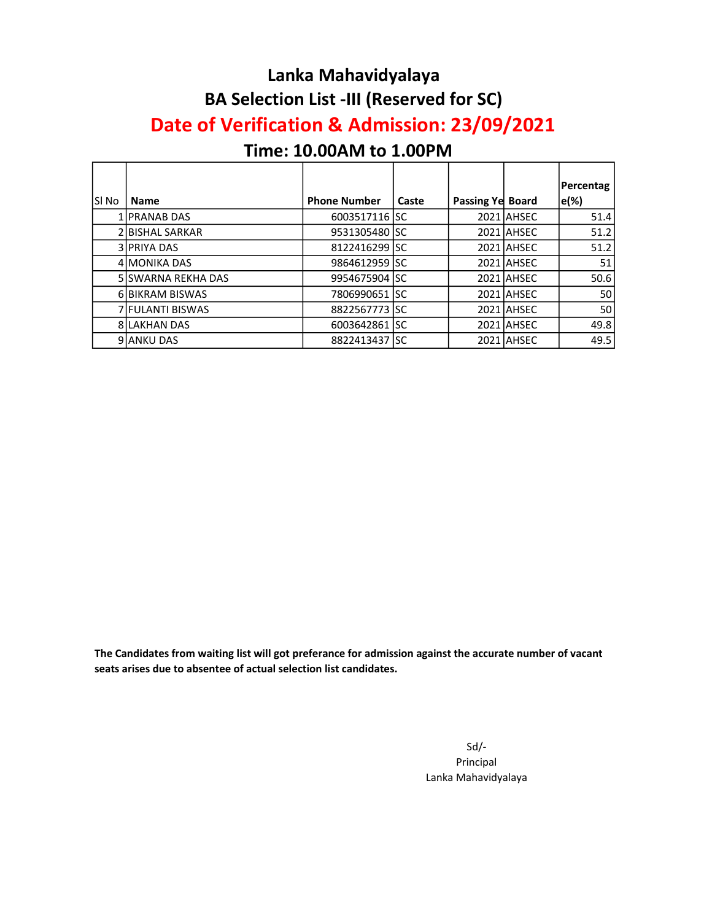# Lanka Mahavidyalaya

## BA Selection List -III (Reserved for SC)

## Date of Verification & Admission: 23/09/2021

### Time: 10.00AM to 1.00PM

| Sl No | Name | Phone Number | Caste | Passing Ye | Board | Percentage(%) |
|---|---|---|---|---|---|---|
| 1 | PRANAB DAS | 6003517116 | SC | 2021 | AHSEC | 51.4 |
| 2 | BISHAL SARKAR | 9531305480 | SC | 2021 | AHSEC | 51.2 |
| 3 | PRIYA DAS | 8122416299 | SC | 2021 | AHSEC | 51.2 |
| 4 | MONIKA DAS | 9864612959 | SC | 2021 | AHSEC | 51 |
| 5 | SWARNA REKHA DAS | 9954675904 | SC | 2021 | AHSEC | 50.6 |
| 6 | BIKRAM BISWAS | 7806990651 | SC | 2021 | AHSEC | 50 |
| 7 | FULANTI BISWAS | 8822567773 | SC | 2021 | AHSEC | 50 |
| 8 | LAKHAN DAS | 6003642861 | SC | 2021 | AHSEC | 49.8 |
| 9 | ANKU DAS | 8822413437 | SC | 2021 | AHSEC | 49.5 |

**The Candidates from waiting list will got preferance for admission against the accurate number of vacant seats arises due to absentee of actual selection list candidates.**

Sd/-
Principal
Lanka Mahavidyalaya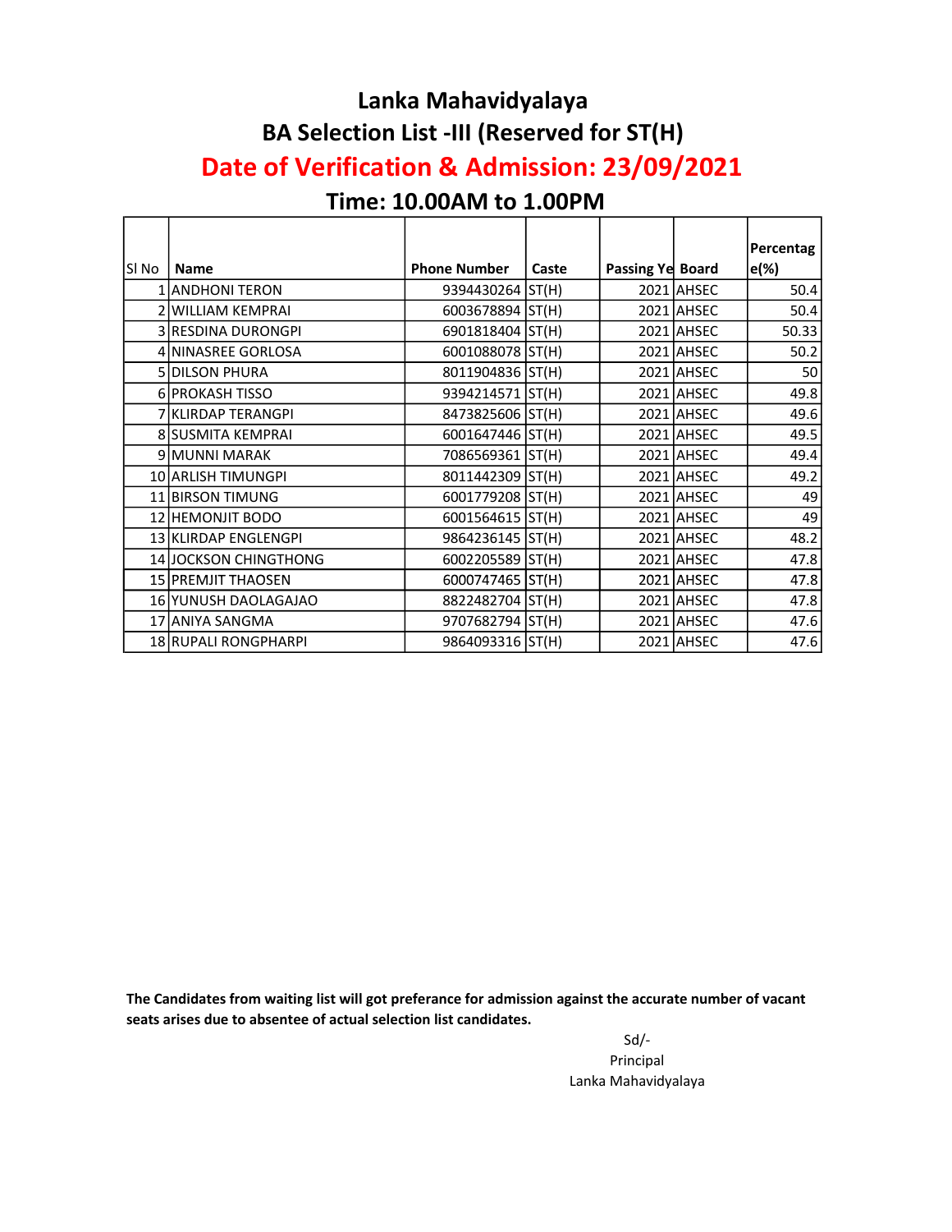# Lanka Mahavidyalaya

## BA Selection List -III (Reserved for ST(H)

## Date of Verification & Admission: 23/09/2021

### Time: 10.00AM to 1.00PM

| Sl No | Name | Phone Number | Caste | Passing Ye | Board | Percentag e(%) |
|---|---|---|---|---|---|---|
| 1 | ANDHONI TERON | 9394430264 | ST(H) | 2021 | AHSEC | 50.4 |
| 2 | WILLIAM KEMPRAI | 6003678894 | ST(H) | 2021 | AHSEC | 50.4 |
| 3 | RESDINA DURONGPI | 6901818404 | ST(H) | 2021 | AHSEC | 50.33 |
| 4 | NINASREE GORLOSA | 6001088078 | ST(H) | 2021 | AHSEC | 50.2 |
| 5 | DILSON PHURA | 8011904836 | ST(H) | 2021 | AHSEC | 50 |
| 6 | PROKASH TISSO | 9394214571 | ST(H) | 2021 | AHSEC | 49.8 |
| 7 | KLIRDAP TERANGPI | 8473825606 | ST(H) | 2021 | AHSEC | 49.6 |
| 8 | SUSMITA KEMPRAI | 6001647446 | ST(H) | 2021 | AHSEC | 49.5 |
| 9 | MUNNI MARAK | 7086569361 | ST(H) | 2021 | AHSEC | 49.4 |
| 10 | ARLISH TIMUNGPI | 8011442309 | ST(H) | 2021 | AHSEC | 49.2 |
| 11 | BIRSON TIMUNG | 6001779208 | ST(H) | 2021 | AHSEC | 49 |
| 12 | HEMONJIT BODO | 6001564615 | ST(H) | 2021 | AHSEC | 49 |
| 13 | KLIRDAP ENGLENGPI | 9864236145 | ST(H) | 2021 | AHSEC | 48.2 |
| 14 | JOCKSON CHINGTHONG | 6002205589 | ST(H) | 2021 | AHSEC | 47.8 |
| 15 | PREMJIT THAOSEN | 6000747465 | ST(H) | 2021 | AHSEC | 47.8 |
| 16 | YUNUSH DAOLAGAJAO | 8822482704 | ST(H) | 2021 | AHSEC | 47.8 |
| 17 | ANIYA SANGMA | 9707682794 | ST(H) | 2021 | AHSEC | 47.6 |
| 18 | RUPALI RONGPHARPI | 9864093316 | ST(H) | 2021 | AHSEC | 47.6 |

**The Candidates from waiting list will got preferance for admission against the accurate number of vacant seats arises due to absentee of actual selection list candidates.**

Sd/-
Principal
Lanka Mahavidyalaya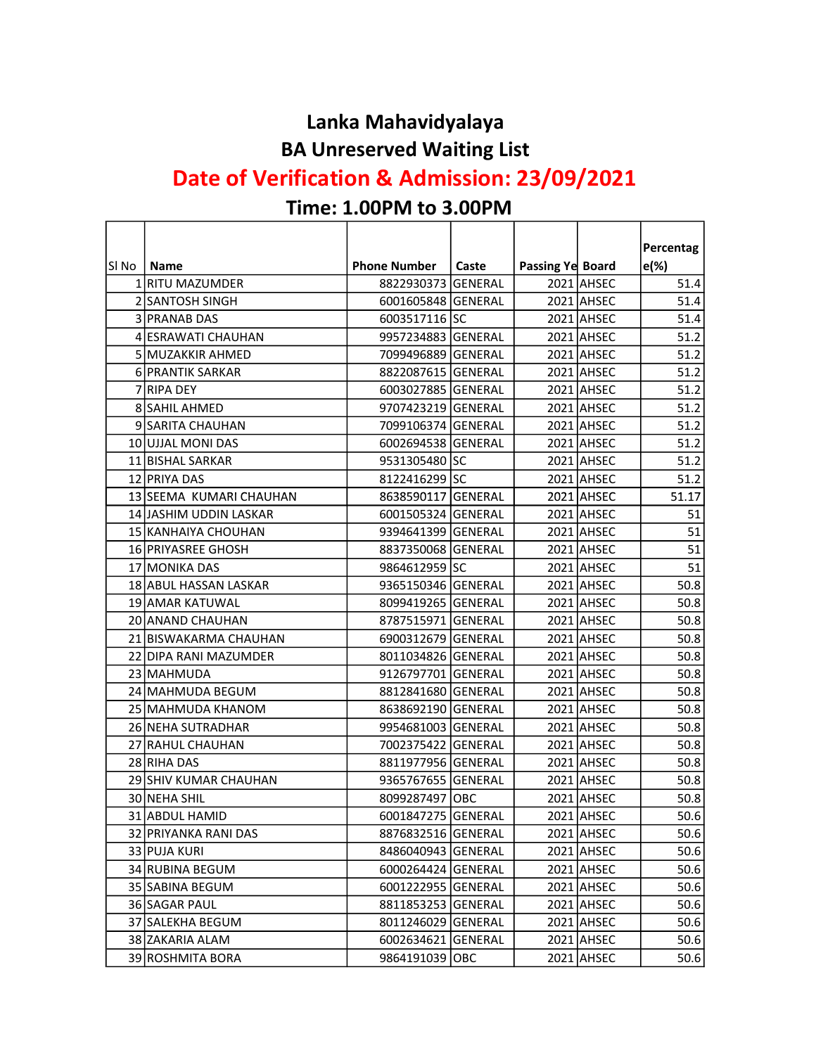# Lanka Mahavidyalaya

## BA Unreserved Waiting List

## Date of Verification & Admission: 23/09/2021

## Time: 1.00PM to 3.00PM

| Sl No | Name | Phone Number | Caste | Passing Ye | Board | Percentage(%) |
|---|---|---|---|---|---|---|
| 1 | RITU MAZUMDER | 8822930373 | GENERAL | 2021 | AHSEC | 51.4 |
| 2 | SANTOSH SINGH | 6001605848 | GENERAL | 2021 | AHSEC | 51.4 |
| 3 | PRANAB DAS | 6003517116 | SC | 2021 | AHSEC | 51.4 |
| 4 | ESRAWATI CHAUHAN | 9957234883 | GENERAL | 2021 | AHSEC | 51.2 |
| 5 | MUZAKKIR AHMED | 7099496889 | GENERAL | 2021 | AHSEC | 51.2 |
| 6 | PRANTIK SARKAR | 8822087615 | GENERAL | 2021 | AHSEC | 51.2 |
| 7 | RIPA DEY | 6003027885 | GENERAL | 2021 | AHSEC | 51.2 |
| 8 | SAHIL AHMED | 9707423219 | GENERAL | 2021 | AHSEC | 51.2 |
| 9 | SARITA CHAUHAN | 7099106374 | GENERAL | 2021 | AHSEC | 51.2 |
| 10 | UJJAL MONI DAS | 6002694538 | GENERAL | 2021 | AHSEC | 51.2 |
| 11 | BISHAL SARKAR | 9531305480 | SC | 2021 | AHSEC | 51.2 |
| 12 | PRIYA DAS | 8122416299 | SC | 2021 | AHSEC | 51.2 |
| 13 | SEEMA KUMARI CHAUHAN | 8638590117 | GENERAL | 2021 | AHSEC | 51.17 |
| 14 | JASHIM UDDIN LASKAR | 6001505324 | GENERAL | 2021 | AHSEC | 51 |
| 15 | KANHAIYA CHOUHAN | 9394641399 | GENERAL | 2021 | AHSEC | 51 |
| 16 | PRIYASREE GHOSH | 8837350068 | GENERAL | 2021 | AHSEC | 51 |
| 17 | MONIKA DAS | 9864612959 | SC | 2021 | AHSEC | 51 |
| 18 | ABUL HASSAN LASKAR | 9365150346 | GENERAL | 2021 | AHSEC | 50.8 |
| 19 | AMAR KATUWAL | 8099419265 | GENERAL | 2021 | AHSEC | 50.8 |
| 20 | ANAND CHAUHAN | 8787515971 | GENERAL | 2021 | AHSEC | 50.8 |
| 21 | BISWAKARMA CHAUHAN | 6900312679 | GENERAL | 2021 | AHSEC | 50.8 |
| 22 | DIPA RANI MAZUMDER | 8011034826 | GENERAL | 2021 | AHSEC | 50.8 |
| 23 | MAHMUDA | 9126797701 | GENERAL | 2021 | AHSEC | 50.8 |
| 24 | MAHMUDA BEGUM | 8812841680 | GENERAL | 2021 | AHSEC | 50.8 |
| 25 | MAHMUDA KHANOM | 8638692190 | GENERAL | 2021 | AHSEC | 50.8 |
| 26 | NEHA SUTRADHAR | 9954681003 | GENERAL | 2021 | AHSEC | 50.8 |
| 27 | RAHUL CHAUHAN | 7002375422 | GENERAL | 2021 | AHSEC | 50.8 |
| 28 | RIHA DAS | 8811977956 | GENERAL | 2021 | AHSEC | 50.8 |
| 29 | SHIV KUMAR CHAUHAN | 9365767655 | GENERAL | 2021 | AHSEC | 50.8 |
| 30 | NEHA SHIL | 8099287497 | OBC | 2021 | AHSEC | 50.8 |
| 31 | ABDUL HAMID | 6001847275 | GENERAL | 2021 | AHSEC | 50.6 |
| 32 | PRIYANKA RANI DAS | 8876832516 | GENERAL | 2021 | AHSEC | 50.6 |
| 33 | PUJA KURI | 8486040943 | GENERAL | 2021 | AHSEC | 50.6 |
| 34 | RUBINA BEGUM | 6000264424 | GENERAL | 2021 | AHSEC | 50.6 |
| 35 | SABINA BEGUM | 6001222955 | GENERAL | 2021 | AHSEC | 50.6 |
| 36 | SAGAR PAUL | 8811853253 | GENERAL | 2021 | AHSEC | 50.6 |
| 37 | SALEKHA BEGUM | 8011246029 | GENERAL | 2021 | AHSEC | 50.6 |
| 38 | ZAKARIA ALAM | 6002634621 | GENERAL | 2021 | AHSEC | 50.6 |
| 39 | ROSHMITA BORA | 9864191039 | OBC | 2021 | AHSEC | 50.6 |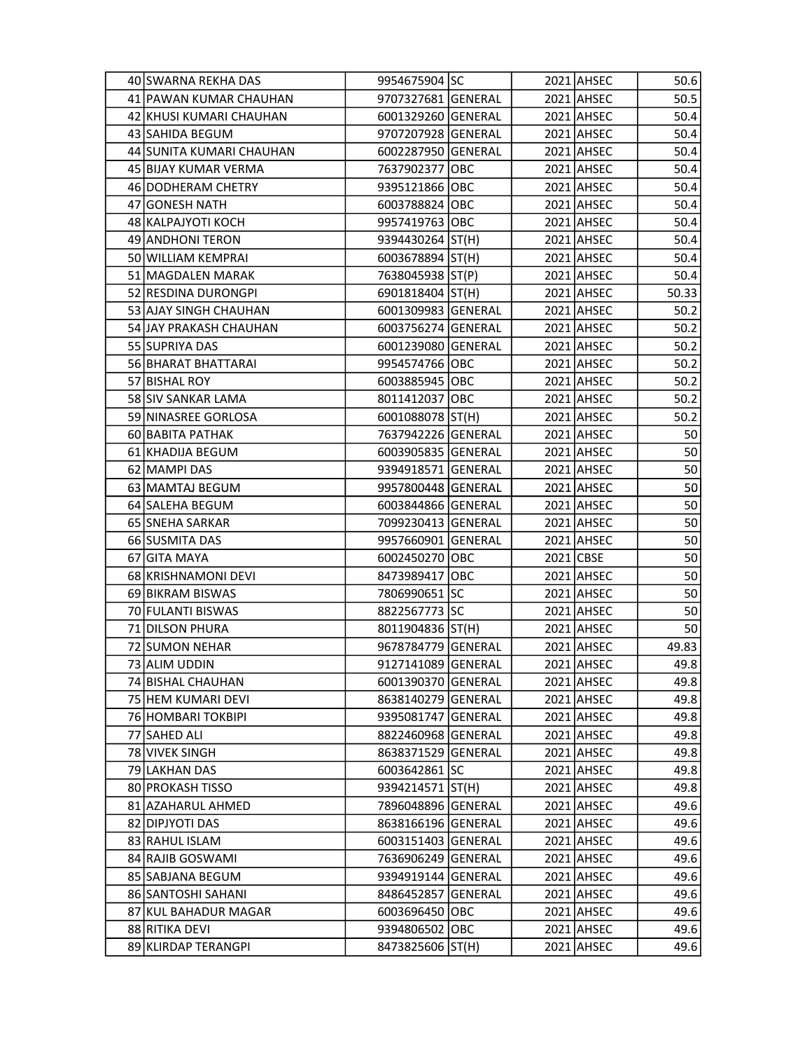| | | | | | | |
|---|---|---|---|---|---|---|
| 40 | SWARNA REKHA DAS | 9954675904 | SC | 2021 | AHSEC | 50.6 |
| 41 | PAWAN KUMAR CHAUHAN | 9707327681 | GENERAL | 2021 | AHSEC | 50.5 |
| 42 | KHUSI KUMARI CHAUHAN | 6001329260 | GENERAL | 2021 | AHSEC | 50.4 |
| 43 | SAHIDA BEGUM | 9707207928 | GENERAL | 2021 | AHSEC | 50.4 |
| 44 | SUNITA KUMARI CHAUHAN | 6002287950 | GENERAL | 2021 | AHSEC | 50.4 |
| 45 | BIJAY KUMAR VERMA | 7637902377 | OBC | 2021 | AHSEC | 50.4 |
| 46 | DODHERAM CHETRY | 9395121866 | OBC | 2021 | AHSEC | 50.4 |
| 47 | GONESH NATH | 6003788824 | OBC | 2021 | AHSEC | 50.4 |
| 48 | KALPAJYOTI KOCH | 9957419763 | OBC | 2021 | AHSEC | 50.4 |
| 49 | ANDHONI TERON | 9394430264 | ST(H) | 2021 | AHSEC | 50.4 |
| 50 | WILLIAM KEMPRAI | 6003678894 | ST(H) | 2021 | AHSEC | 50.4 |
| 51 | MAGDALEN MARAK | 7638045938 | ST(P) | 2021 | AHSEC | 50.4 |
| 52 | RESDINA DURONGPI | 6901818404 | ST(H) | 2021 | AHSEC | 50.33 |
| 53 | AJAY SINGH CHAUHAN | 6001309983 | GENERAL | 2021 | AHSEC | 50.2 |
| 54 | JAY PRAKASH CHAUHAN | 6003756274 | GENERAL | 2021 | AHSEC | 50.2 |
| 55 | SUPRIYA DAS | 6001239080 | GENERAL | 2021 | AHSEC | 50.2 |
| 56 | BHARAT BHATTARAI | 9954574766 | OBC | 2021 | AHSEC | 50.2 |
| 57 | BISHAL ROY | 6003885945 | OBC | 2021 | AHSEC | 50.2 |
| 58 | SIV SANKAR LAMA | 8011412037 | OBC | 2021 | AHSEC | 50.2 |
| 59 | NINASREE GORLOSA | 6001088078 | ST(H) | 2021 | AHSEC | 50.2 |
| 60 | BABITA PATHAK | 7637942226 | GENERAL | 2021 | AHSEC | 50 |
| 61 | KHADIJA BEGUM | 6003905835 | GENERAL | 2021 | AHSEC | 50 |
| 62 | MAMPI DAS | 9394918571 | GENERAL | 2021 | AHSEC | 50 |
| 63 | MAMTAJ BEGUM | 9957800448 | GENERAL | 2021 | AHSEC | 50 |
| 64 | SALEHA BEGUM | 6003844866 | GENERAL | 2021 | AHSEC | 50 |
| 65 | SNEHA SARKAR | 7099230413 | GENERAL | 2021 | AHSEC | 50 |
| 66 | SUSMITA DAS | 9957660901 | GENERAL | 2021 | AHSEC | 50 |
| 67 | GITA MAYA | 6002450270 | OBC | 2021 | CBSE | 50 |
| 68 | KRISHNAMONI DEVI | 8473989417 | OBC | 2021 | AHSEC | 50 |
| 69 | BIKRAM BISWAS | 7806990651 | SC | 2021 | AHSEC | 50 |
| 70 | FULANTI BISWAS | 8822567773 | SC | 2021 | AHSEC | 50 |
| 71 | DILSON PHURA | 8011904836 | ST(H) | 2021 | AHSEC | 50 |
| 72 | SUMON NEHAR | 9678784779 | GENERAL | 2021 | AHSEC | 49.83 |
| 73 | ALIM UDDIN | 9127141089 | GENERAL | 2021 | AHSEC | 49.8 |
| 74 | BISHAL CHAUHAN | 6001390370 | GENERAL | 2021 | AHSEC | 49.8 |
| 75 | HEM KUMARI DEVI | 8638140279 | GENERAL | 2021 | AHSEC | 49.8 |
| 76 | HOMBARI TOKBIPI | 9395081747 | GENERAL | 2021 | AHSEC | 49.8 |
| 77 | SAHED ALI | 8822460968 | GENERAL | 2021 | AHSEC | 49.8 |
| 78 | VIVEK SINGH | 8638371529 | GENERAL | 2021 | AHSEC | 49.8 |
| 79 | LAKHAN DAS | 6003642861 | SC | 2021 | AHSEC | 49.8 |
| 80 | PROKASH TISSO | 9394214571 | ST(H) | 2021 | AHSEC | 49.8 |
| 81 | AZAHARUL AHMED | 7896048896 | GENERAL | 2021 | AHSEC | 49.6 |
| 82 | DIPJYOTI DAS | 8638166196 | GENERAL | 2021 | AHSEC | 49.6 |
| 83 | RAHUL ISLAM | 6003151403 | GENERAL | 2021 | AHSEC | 49.6 |
| 84 | RAJIB GOSWAMI | 7636906249 | GENERAL | 2021 | AHSEC | 49.6 |
| 85 | SABJANA BEGUM | 9394919144 | GENERAL | 2021 | AHSEC | 49.6 |
| 86 | SANTOSHI SAHANI | 8486452857 | GENERAL | 2021 | AHSEC | 49.6 |
| 87 | KUL BAHADUR MAGAR | 6003696450 | OBC | 2021 | AHSEC | 49.6 |
| 88 | RITIKA DEVI | 9394806502 | OBC | 2021 | AHSEC | 49.6 |
| 89 | KLIRDAP TERANGPI | 8473825606 | ST(H) | 2021 | AHSEC | 49.6 |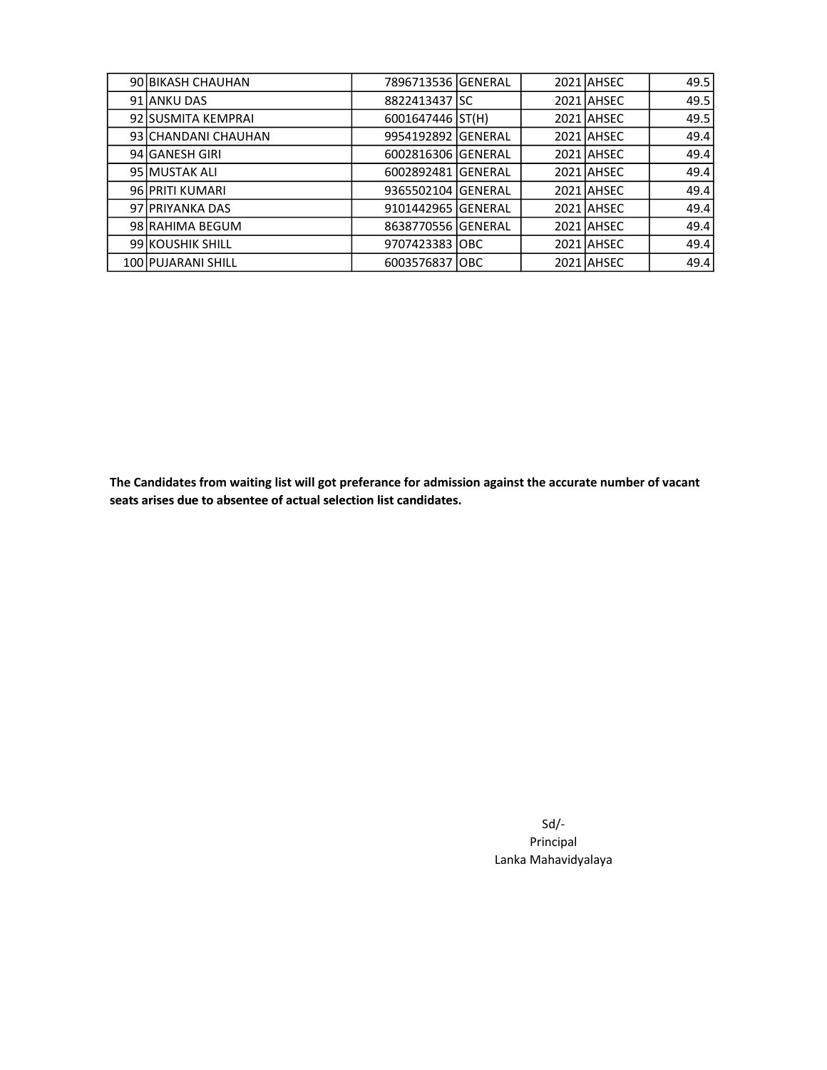|  |  |  |  |  |  |  |
|---|---|---|---|---|---|---|
| 90 | BIKASH CHAUHAN | 7896713536 | GENERAL | 2021 | AHSEC | 49.5 |
| 91 | ANKU DAS | 8822413437 | SC | 2021 | AHSEC | 49.5 |
| 92 | SUSMITA KEMPRAI | 6001647446 | ST(H) | 2021 | AHSEC | 49.5 |
| 93 | CHANDANI CHAUHAN | 9954192892 | GENERAL | 2021 | AHSEC | 49.4 |
| 94 | GANESH GIRI | 6002816306 | GENERAL | 2021 | AHSEC | 49.4 |
| 95 | MUSTAK ALI | 6002892481 | GENERAL | 2021 | AHSEC | 49.4 |
| 96 | PRITI KUMARI | 9365502104 | GENERAL | 2021 | AHSEC | 49.4 |
| 97 | PRIYANKA DAS | 9101442965 | GENERAL | 2021 | AHSEC | 49.4 |
| 98 | RAHIMA BEGUM | 8638770556 | GENERAL | 2021 | AHSEC | 49.4 |
| 99 | KOUSHIK SHILL | 9707423383 | OBC | 2021 | AHSEC | 49.4 |
| 100 | PUJARANI SHILL | 6003576837 | OBC | 2021 | AHSEC | 49.4 |

**The Candidates from waiting list will got preferance for admission against the accurate number of vacant seats arises due to absentee of actual selection list candidates.**

Sd/-
Principal
Lanka Mahavidyalaya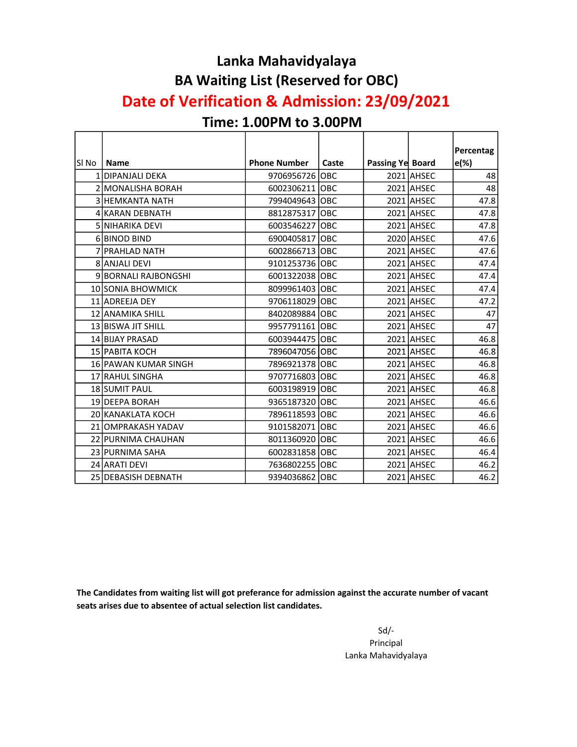# Lanka Mahavidyalaya

## BA Waiting List (Reserved for OBC)

## Date of Verification & Admission: 23/09/2021

## Time: 1.00PM to 3.00PM

| Sl No | Name | Phone Number | Caste | Passing Ye | Board | Percentag e(%) |
|---|---|---|---|---|---|---|
| 1 | DIPANJALI DEKA | 9706956726 | OBC | 2021 | AHSEC | 48 |
| 2 | MONALISHA BORAH | 6002306211 | OBC | 2021 | AHSEC | 48 |
| 3 | HEMKANTA NATH | 7994049643 | OBC | 2021 | AHSEC | 47.8 |
| 4 | KARAN DEBNATH | 8812875317 | OBC | 2021 | AHSEC | 47.8 |
| 5 | NIHARIKA DEVI | 6003546227 | OBC | 2021 | AHSEC | 47.8 |
| 6 | BINOD BIND | 6900405817 | OBC | 2020 | AHSEC | 47.6 |
| 7 | PRAHLAD NATH | 6002866713 | OBC | 2021 | AHSEC | 47.6 |
| 8 | ANJALI DEVI | 9101253736 | OBC | 2021 | AHSEC | 47.4 |
| 9 | BORNALI RAJBONGSHI | 6001322038 | OBC | 2021 | AHSEC | 47.4 |
| 10 | SONIA BHOWMICK | 8099961403 | OBC | 2021 | AHSEC | 47.4 |
| 11 | ADREEJA DEY | 9706118029 | OBC | 2021 | AHSEC | 47.2 |
| 12 | ANAMIKA SHILL | 8402089884 | OBC | 2021 | AHSEC | 47 |
| 13 | BISWA JIT SHILL | 9957791161 | OBC | 2021 | AHSEC | 47 |
| 14 | BIJAY PRASAD | 6003944475 | OBC | 2021 | AHSEC | 46.8 |
| 15 | PABITA KOCH | 7896047056 | OBC | 2021 | AHSEC | 46.8 |
| 16 | PAWAN KUMAR SINGH | 7896921378 | OBC | 2021 | AHSEC | 46.8 |
| 17 | RAHUL SINGHA | 9707716803 | OBC | 2021 | AHSEC | 46.8 |
| 18 | SUMIT PAUL | 6003198919 | OBC | 2021 | AHSEC | 46.8 |
| 19 | DEEPA BORAH | 9365187320 | OBC | 2021 | AHSEC | 46.6 |
| 20 | KANAKLATA KOCH | 7896118593 | OBC | 2021 | AHSEC | 46.6 |
| 21 | OMPRAKASH YADAV | 9101582071 | OBC | 2021 | AHSEC | 46.6 |
| 22 | PURNIMA CHAUHAN | 8011360920 | OBC | 2021 | AHSEC | 46.6 |
| 23 | PURNIMA SAHA | 6002831858 | OBC | 2021 | AHSEC | 46.4 |
| 24 | ARATI DEVI | 7636802255 | OBC | 2021 | AHSEC | 46.2 |
| 25 | DEBASISH DEBNATH | 9394036862 | OBC | 2021 | AHSEC | 46.2 |

**The Candidates from waiting list will got preferance for admission against the accurate number of vacant seats arises due to absentee of actual selection list candidates.**

Sd/-
Principal
Lanka Mahavidyalaya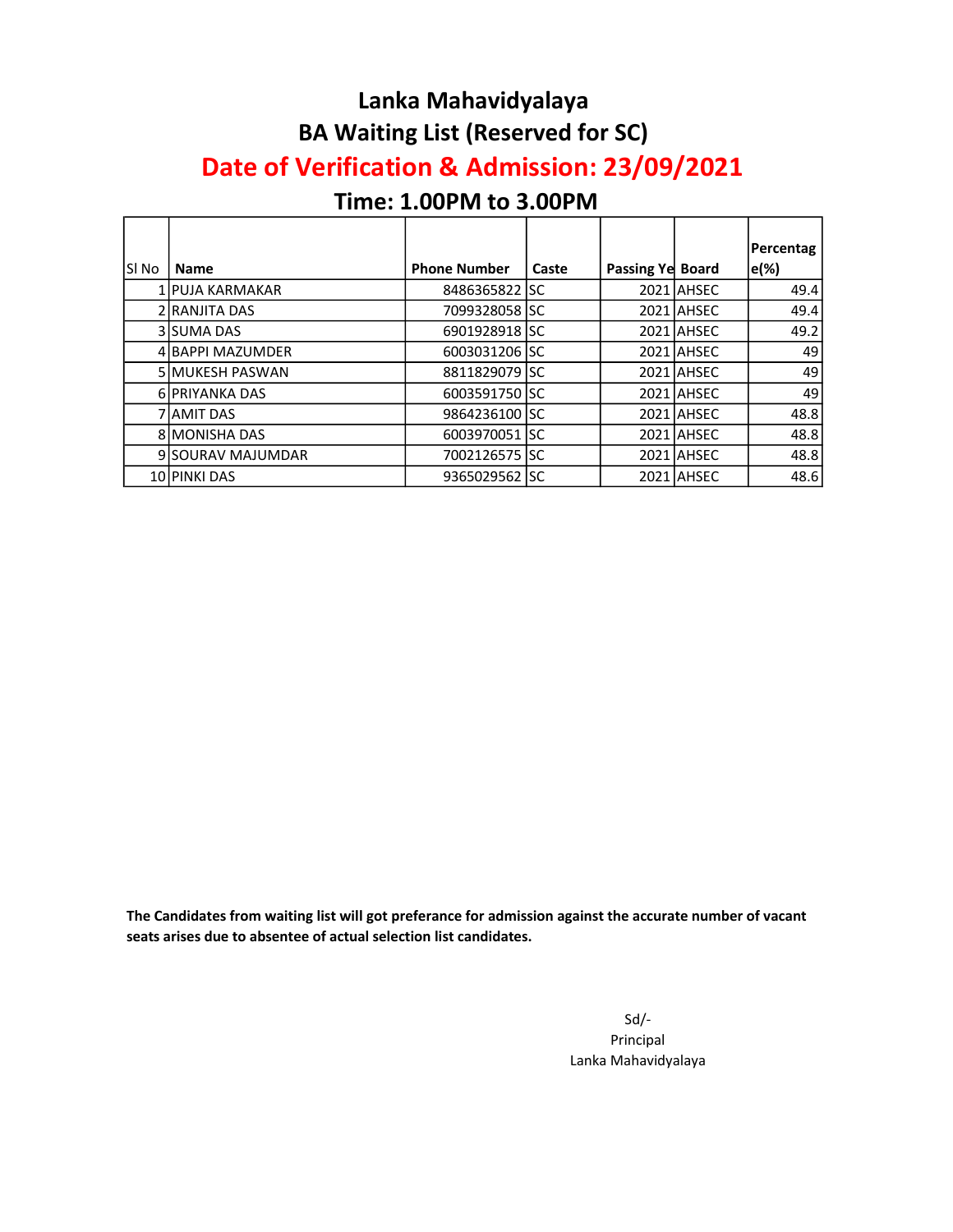# Lanka Mahavidyalaya

## BA Waiting List (Reserved for SC)

## Date of Verification & Admission: 23/09/2021

## Time: 1.00PM to 3.00PM

| Sl No | Name | Phone Number | Caste | Passing Ye | Board | Percentage(%) |
|---|---|---|---|---|---|---|
| 1 | PUJA KARMAKAR | 8486365822 | SC | 2021 | AHSEC | 49.4 |
| 2 | RANJITA DAS | 7099328058 | SC | 2021 | AHSEC | 49.4 |
| 3 | SUMA DAS | 6901928918 | SC | 2021 | AHSEC | 49.2 |
| 4 | BAPPI MAZUMDER | 6003031206 | SC | 2021 | AHSEC | 49 |
| 5 | MUKESH PASWAN | 8811829079 | SC | 2021 | AHSEC | 49 |
| 6 | PRIYANKA DAS | 6003591750 | SC | 2021 | AHSEC | 49 |
| 7 | AMIT DAS | 9864236100 | SC | 2021 | AHSEC | 48.8 |
| 8 | MONISHA DAS | 6003970051 | SC | 2021 | AHSEC | 48.8 |
| 9 | SOURAV MAJUMDAR | 7002126575 | SC | 2021 | AHSEC | 48.8 |
| 10 | PINKI DAS | 9365029562 | SC | 2021 | AHSEC | 48.6 |

**The Candidates from waiting list will got preferance for admission against the accurate number of vacant seats arises due to absentee of actual selection list candidates.**

Sd/-
Principal
Lanka Mahavidyalaya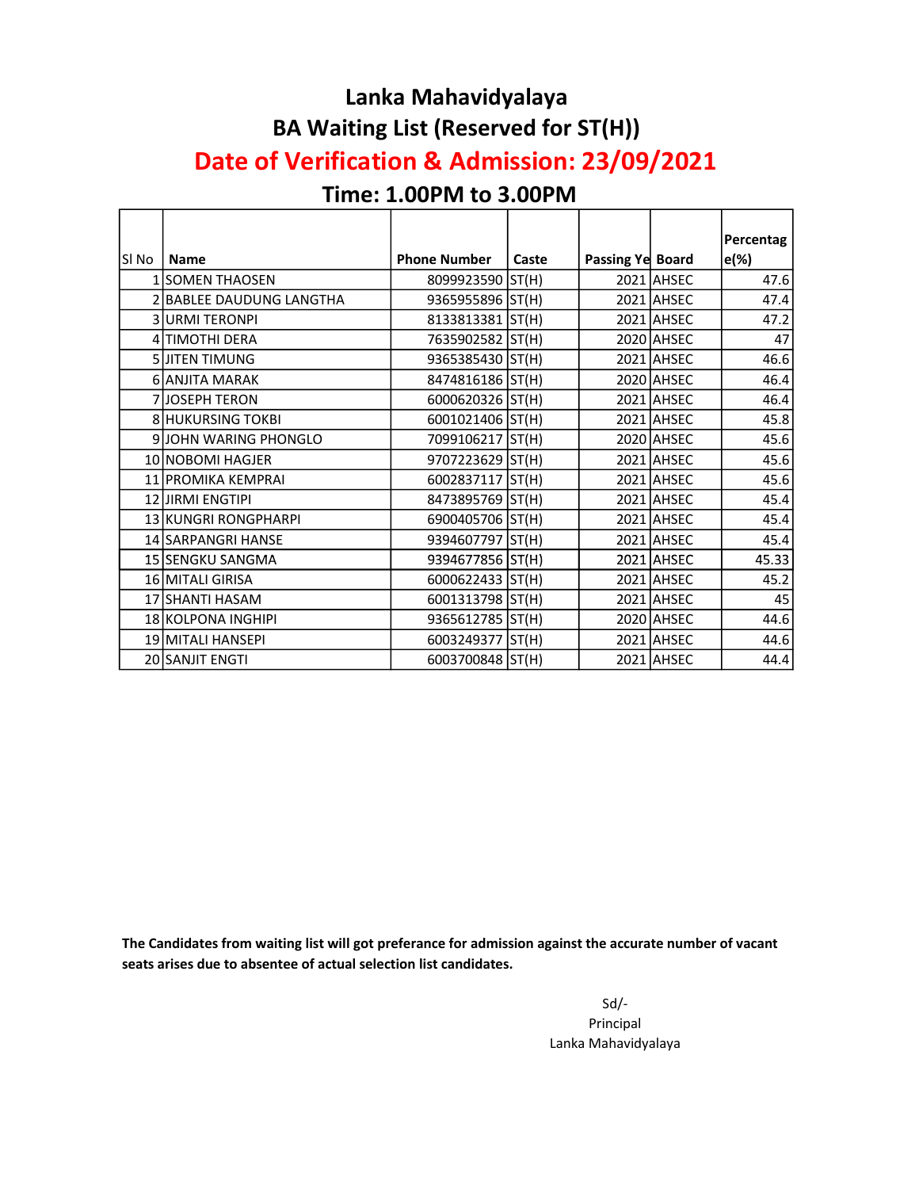# Lanka Mahavidyalaya

## BA Waiting List (Reserved for ST(H))

## Date of Verification & Admission: 23/09/2021

## Time: 1.00PM to 3.00PM

| Sl No | Name | Phone Number | Caste | Passing Ye | Board | Percentage(%) |
|---|---|---|---|---|---|---|
| 1 | SOMEN THAOSEN | 8099923590 | ST(H) | 2021 | AHSEC | 47.6 |
| 2 | BABLEE DAUDUNG LANGTHA | 9365955896 | ST(H) | 2021 | AHSEC | 47.4 |
| 3 | URMI TERONPI | 8133813381 | ST(H) | 2021 | AHSEC | 47.2 |
| 4 | TIMOTHI DERA | 7635902582 | ST(H) | 2020 | AHSEC | 47 |
| 5 | JITEN TIMUNG | 9365385430 | ST(H) | 2021 | AHSEC | 46.6 |
| 6 | ANJITA MARAK | 8474816186 | ST(H) | 2020 | AHSEC | 46.4 |
| 7 | JOSEPH TERON | 6000620326 | ST(H) | 2021 | AHSEC | 46.4 |
| 8 | HUKURSING TOKBI | 6001021406 | ST(H) | 2021 | AHSEC | 45.8 |
| 9 | JOHN WARING PHONGLO | 7099106217 | ST(H) | 2020 | AHSEC | 45.6 |
| 10 | NOBOMI HAGJER | 9707223629 | ST(H) | 2021 | AHSEC | 45.6 |
| 11 | PROMIKA KEMPRAI | 6002837117 | ST(H) | 2021 | AHSEC | 45.6 |
| 12 | JIRMI ENGTIPI | 8473895769 | ST(H) | 2021 | AHSEC | 45.4 |
| 13 | KUNGRI RONGPHARPI | 6900405706 | ST(H) | 2021 | AHSEC | 45.4 |
| 14 | SARPANGRI HANSE | 9394607797 | ST(H) | 2021 | AHSEC | 45.4 |
| 15 | SENGKU SANGMA | 9394677856 | ST(H) | 2021 | AHSEC | 45.33 |
| 16 | MITALI GIRISA | 6000622433 | ST(H) | 2021 | AHSEC | 45.2 |
| 17 | SHANTI HASAM | 6001313798 | ST(H) | 2021 | AHSEC | 45 |
| 18 | KOLPONA INGHIPI | 9365612785 | ST(H) | 2020 | AHSEC | 44.6 |
| 19 | MITALI HANSEPI | 6003249377 | ST(H) | 2021 | AHSEC | 44.6 |
| 20 | SANJIT ENGTI | 6003700848 | ST(H) | 2021 | AHSEC | 44.4 |

**The Candidates from waiting list will got preferance for admission against the accurate number of vacant seats arises due to absentee of actual selection list candidates.**

Sd/-
Principal
Lanka Mahavidyalaya